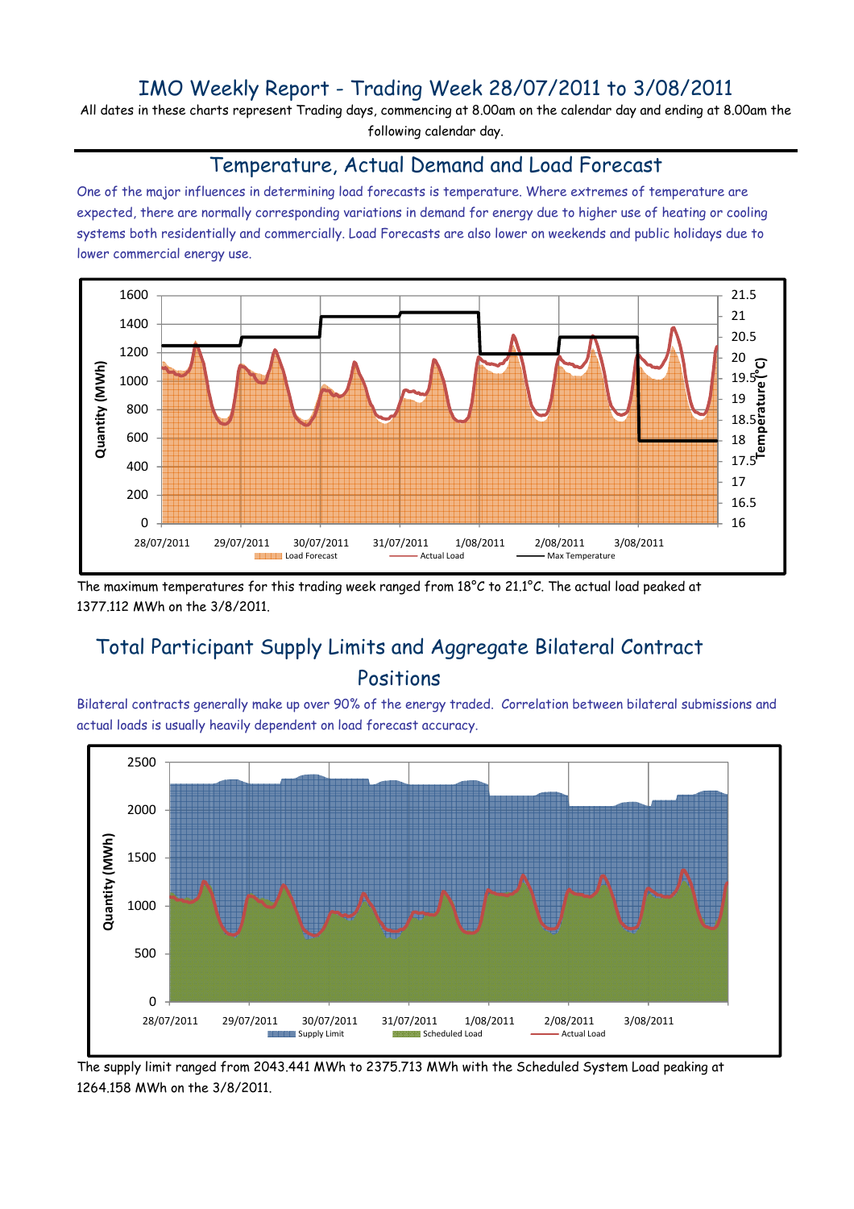# IMO Weekly Report - Trading Week 28/07/2011 to 3/08/2011

All dates in these charts represent Trading days, commencing at 8.00am on the calendar day and ending at 8.00am the following calendar day.

## Temperature, Actual Demand and Load Forecast

One of the major influences in determining load forecasts is temperature. Where extremes of temperature are expected, there are normally corresponding variations in demand for energy due to higher use of heating or cooling systems both residentially and commercially. Load Forecasts are also lower on weekends and public holidays due to lower commercial energy use.

The maximum temperatures for this trading week ranged from 18°C to 21.1°C. The actual load peaked at 1377.112 MWh on the 3/8/2011.

## Total Participant Supply Limits and Aggregate Bilateral Contract Positions

Bilateral contracts generally make up over 90% of the energy traded. Correlation between bilateral submissions and actual loads is usually heavily dependent on load forecast accuracy.

The supply limit ranged from 2043.441 MWh to 2375.713 MWh with the Scheduled System Load peaking at 1264.158 MWh on the 3/8/2011.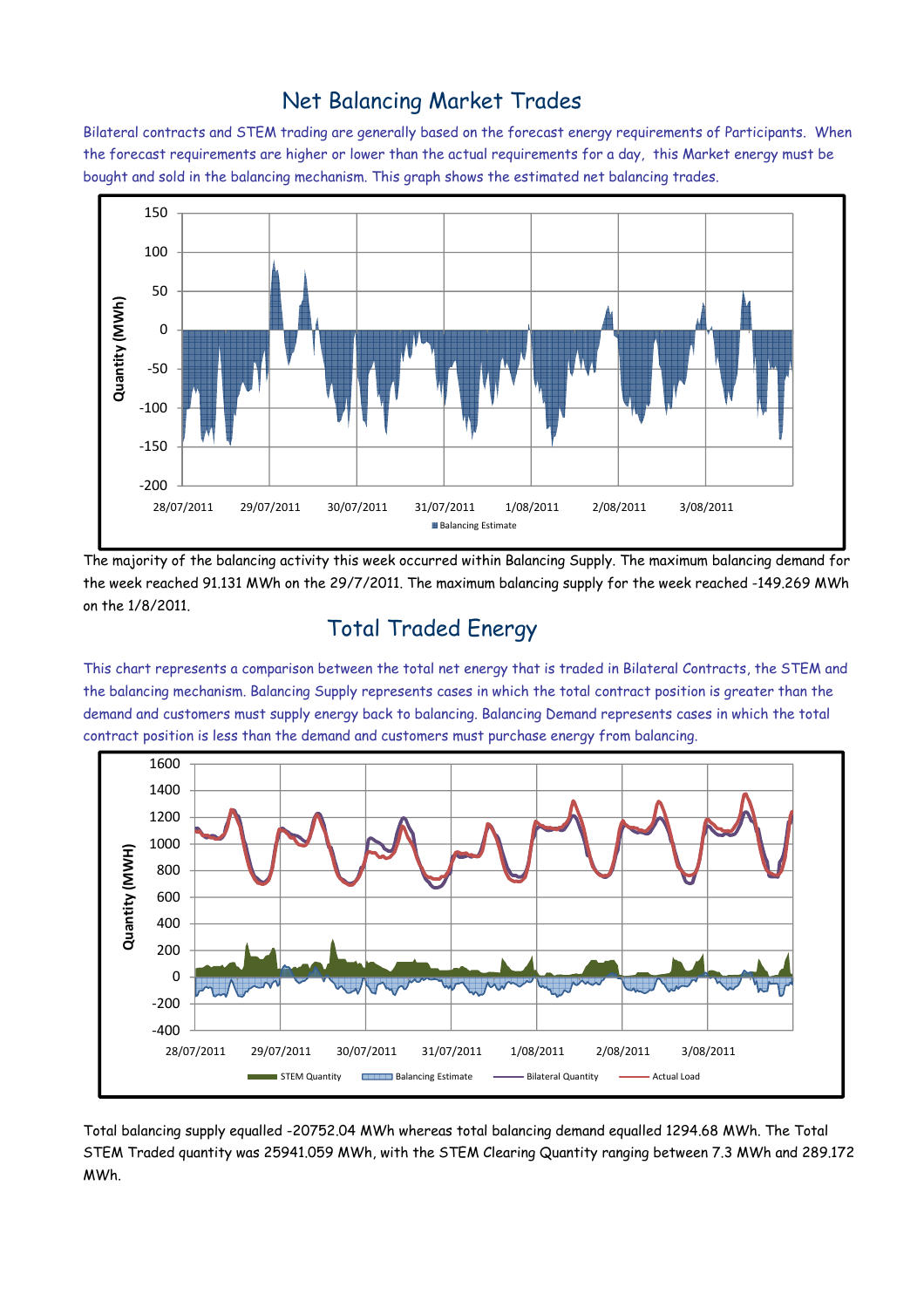## Net Balancing Market Trades

Bilateral contracts and STEM trading are generally based on the forecast energy requirements of Participants. When the forecast requirements are higher or lower than the actual requirements for a day, this Market energy must be bought and sold in the balancing mechanism. This graph shows the estimated net balancing trades.

The majority of the balancing activity this week occurred within Balancing Supply. The maximum balancing demand for the week reached 91.131 MWh on the 29/7/2011. The maximum balancing supply for the week reached -149.269 MWh on the 1/8/2011.

## Total Traded Energy

This chart represents a comparison between the total net energy that is traded in Bilateral Contracts, the STEM and the balancing mechanism. Balancing Supply represents cases in which the total contract position is greater than the demand and customers must supply energy back to balancing. Balancing Demand represents cases in which the total contract position is less than the demand and customers must purchase energy from balancing.

Total balancing supply equalled -20752.04 MWh whereas total balancing demand equalled 1294.68 MWh. The Total STEM Traded quantity was 25941.059 MWh, with the STEM Clearing Quantity ranging between 7.3 MWh and 289.172 MWh.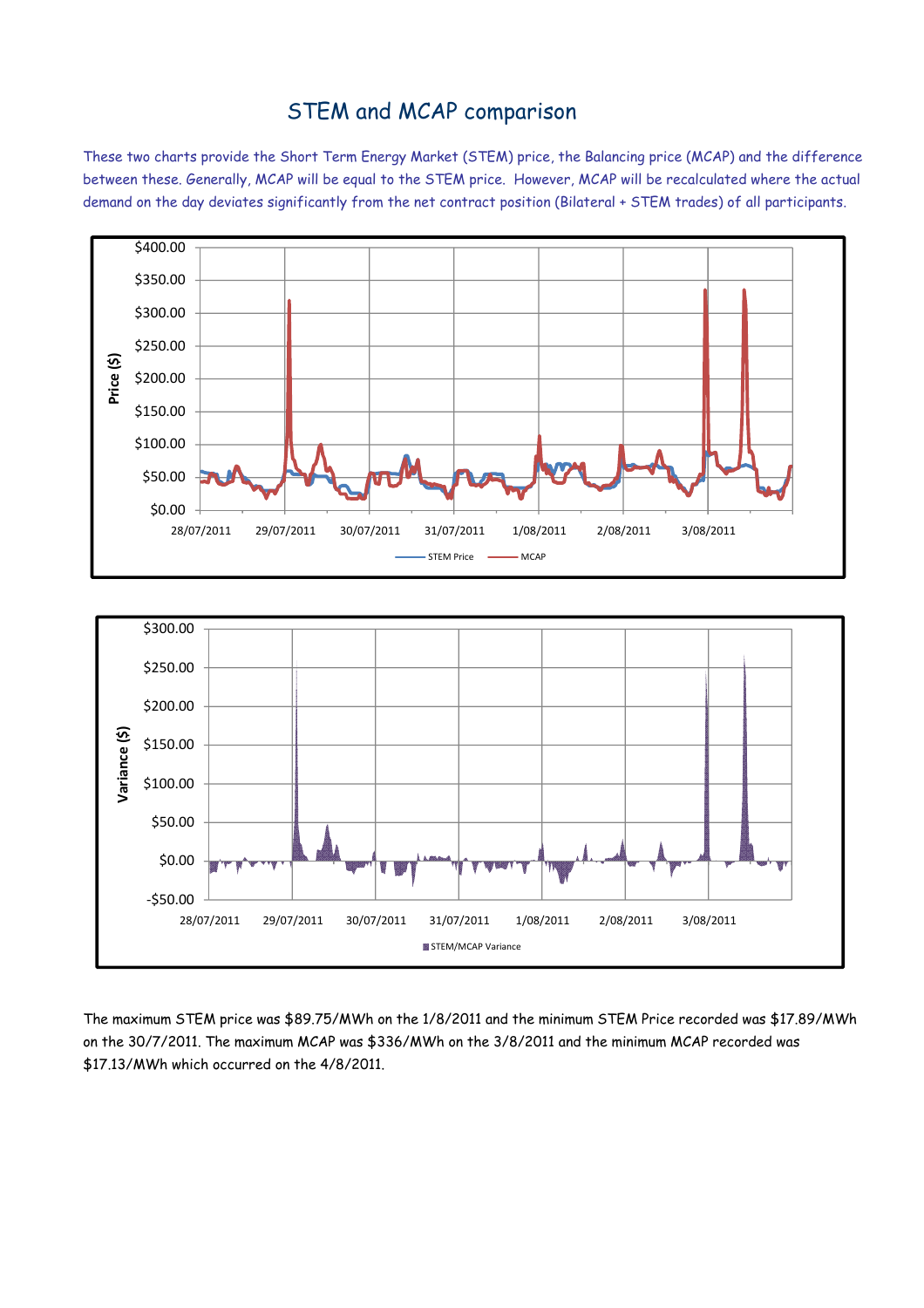# STEM and MCAP comparison

These two charts provide the Short Term Energy Market (STEM) price, the Balancing price (MCAP) and the difference between these. Generally, MCAP will be equal to the STEM price. However, MCAP will be recalculated where the actual demand on the day deviates significantly from the net contract position (Bilateral + STEM trades) of all participants.

Price ($)

$400.00
$350.00
$300.00
$250.00
$200.00
$150.00
$100.00
$50.00
$0.00

28/07/2011 29/07/2011 30/07/2011 31/07/2011 1/08/2011 2/08/2011 3/08/2011

STEM Price MCAP

Variance ($)

$300.00
$250.00
$200.00
$150.00
$100.00
$50.00
$0.00
-$50.00

28/07/2011 29/07/2011 30/07/2011 31/07/2011 1/08/2011 2/08/2011 3/08/2011

STEM/MCAP Variance

The maximum STEM price was $89.75/MWh on the 1/8/2011 and the minimum STEM Price recorded was $17.89/MWh on the 30/7/2011. The maximum MCAP was $336/MWh on the 3/8/2011 and the minimum MCAP recorded was $17.13/MWh which occurred on the 4/8/2011.